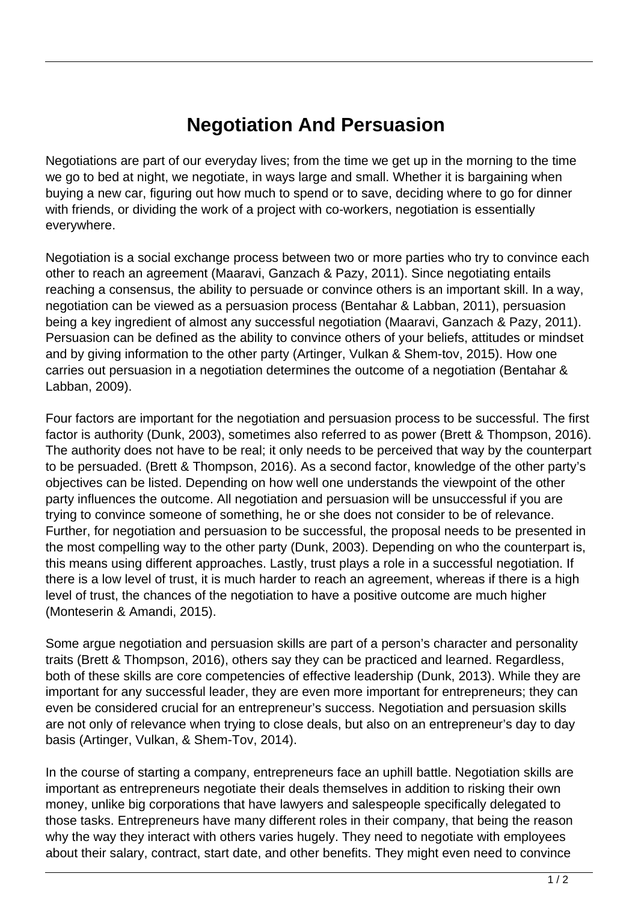# Negotiation And Persuasion

Negotiations are part of our everyday lives; from the time we get up in the morning to the time we go to bed at night, we negotiate, in ways large and small. Whether it is bargaining when buying a new car, figuring out how much to spend or to save, deciding where to go for dinner with friends, or dividing the work of a project with co-workers, negotiation is essentially everywhere.

Negotiation is a social exchange process between two or more parties who try to convince each other to reach an agreement (Maaravi, Ganzach & Pazy, 2011). Since negotiating entails reaching a consensus, the ability to persuade or convince others is an important skill. In a way, negotiation can be viewed as a persuasion process (Bentahar & Labban, 2011), persuasion being a key ingredient of almost any successful negotiation (Maaravi, Ganzach & Pazy, 2011). Persuasion can be defined as the ability to convince others of your beliefs, attitudes or mindset and by giving information to the other party (Artinger, Vulkan & Shem-tov, 2015). How one carries out persuasion in a negotiation determines the outcome of a negotiation (Bentahar & Labban, 2009).

Four factors are important for the negotiation and persuasion process to be successful. The first factor is authority (Dunk, 2003), sometimes also referred to as power (Brett & Thompson, 2016). The authority does not have to be real; it only needs to be perceived that way by the counterpart to be persuaded. (Brett & Thompson, 2016). As a second factor, knowledge of the other party's objectives can be listed. Depending on how well one understands the viewpoint of the other party influences the outcome. All negotiation and persuasion will be unsuccessful if you are trying to convince someone of something, he or she does not consider to be of relevance. Further, for negotiation and persuasion to be successful, the proposal needs to be presented in the most compelling way to the other party (Dunk, 2003). Depending on who the counterpart is, this means using different approaches. Lastly, trust plays a role in a successful negotiation. If there is a low level of trust, it is much harder to reach an agreement, whereas if there is a high level of trust, the chances of the negotiation to have a positive outcome are much higher (Monteserin & Amandi, 2015).

Some argue negotiation and persuasion skills are part of a person's character and personality traits (Brett & Thompson, 2016), others say they can be practiced and learned. Regardless, both of these skills are core competencies of effective leadership (Dunk, 2013). While they are important for any successful leader, they are even more important for entrepreneurs; they can even be considered crucial for an entrepreneur's success. Negotiation and persuasion skills are not only of relevance when trying to close deals, but also on an entrepreneur's day to day basis (Artinger, Vulkan, & Shem-Tov, 2014).

In the course of starting a company, entrepreneurs face an uphill battle. Negotiation skills are important as entrepreneurs negotiate their deals themselves in addition to risking their own money, unlike big corporations that have lawyers and salespeople specifically delegated to those tasks. Entrepreneurs have many different roles in their company, that being the reason why the way they interact with others varies hugely. They need to negotiate with employees about their salary, contract, start date, and other benefits. They might even need to convince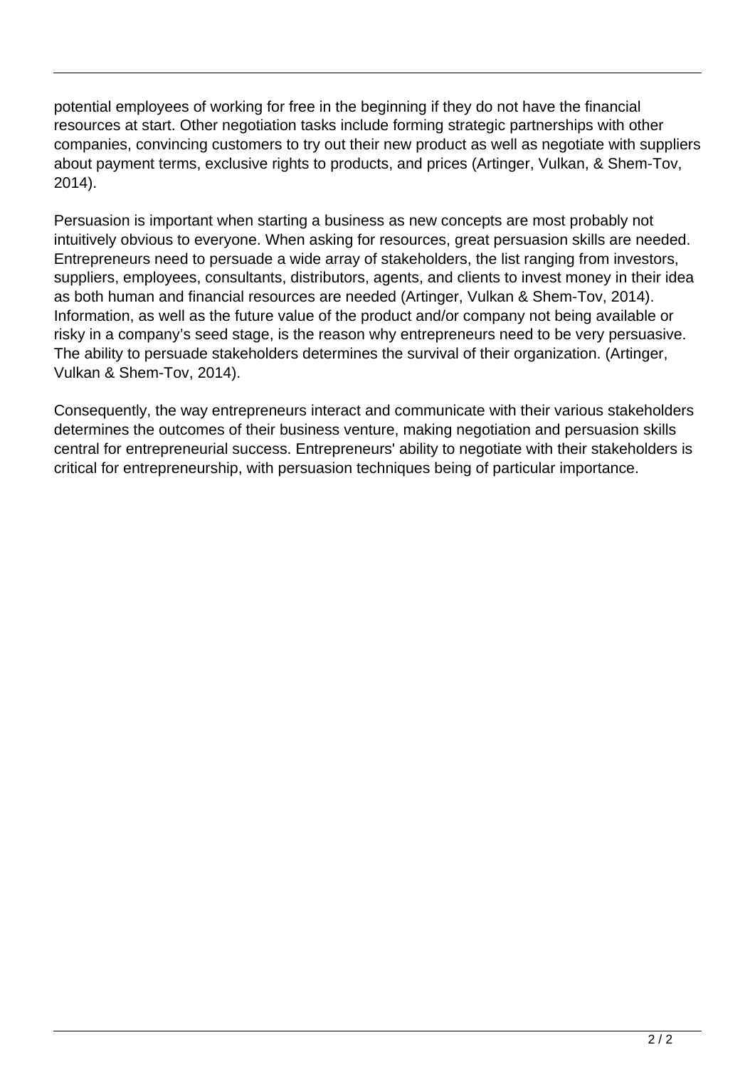potential employees of working for free in the beginning if they do not have the financial resources at start. Other negotiation tasks include forming strategic partnerships with other companies, convincing customers to try out their new product as well as negotiate with suppliers about payment terms, exclusive rights to products, and prices (Artinger, Vulkan, & Shem-Tov, 2014).

Persuasion is important when starting a business as new concepts are most probably not intuitively obvious to everyone. When asking for resources, great persuasion skills are needed. Entrepreneurs need to persuade a wide array of stakeholders, the list ranging from investors, suppliers, employees, consultants, distributors, agents, and clients to invest money in their idea as both human and financial resources are needed (Artinger, Vulkan & Shem-Tov, 2014). Information, as well as the future value of the product and/or company not being available or risky in a company's seed stage, is the reason why entrepreneurs need to be very persuasive. The ability to persuade stakeholders determines the survival of their organization. (Artinger, Vulkan & Shem-Tov, 2014).

Consequently, the way entrepreneurs interact and communicate with their various stakeholders determines the outcomes of their business venture, making negotiation and persuasion skills central for entrepreneurial success. Entrepreneurs' ability to negotiate with their stakeholders is critical for entrepreneurship, with persuasion techniques being of particular importance.